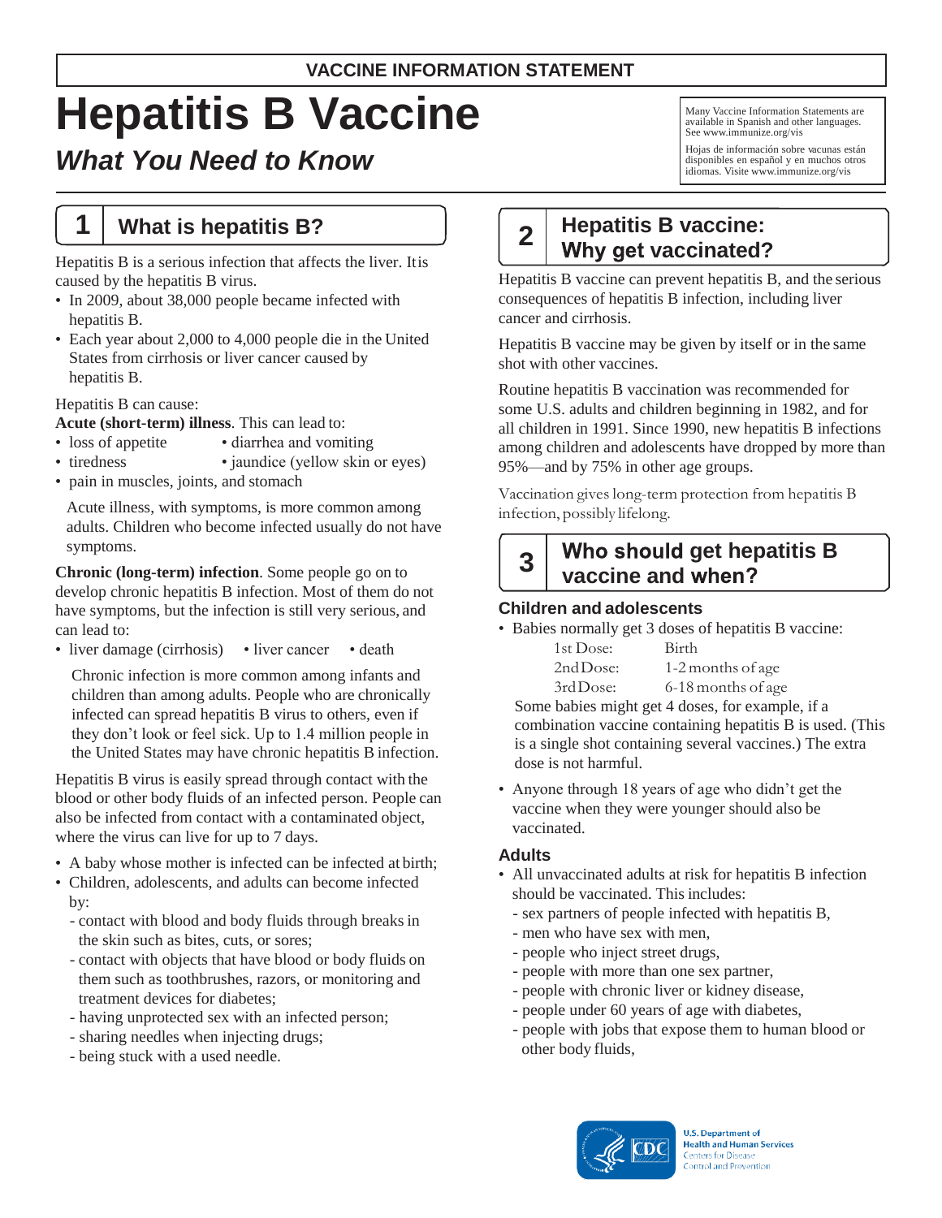**VACCINE INFORMATION STATEMENT**

# Hepatitis B Vaccine

## *What You Need to Know*

Many Vaccine Information Statements are available in Spanish and other languages. See www.immunize.org/vis

Hojas de información sobre vacunas están disponibles en español y en muchos otros idiomas. Visite www.immunize.org/vis

## 1 What is hepatitis B?

Hepatitis B is a serious infection that affects the liver. It is caused by the hepatitis B virus.

- In 2009, about 38,000 people became infected with hepatitis B.
- Each year about 2,000 to 4,000 people die in the United States from cirrhosis or liver cancer caused by hepatitis B.

Hepatitis B can cause:

**Acute (short-term) illness**. This can lead to:

- loss of appetite
- diarrhea and vomiting
- tiredness
- jaundice (yellow skin or eyes)
- pain in muscles, joints, and stomach

Acute illness, with symptoms, is more common among adults. Children who become infected usually do not have symptoms.

**Chronic (long-term) infection**. Some people go on to develop chronic hepatitis B infection. Most of them do not have symptoms, but the infection is still very serious, and can lead to:

- liver damage (cirrhosis)
- liver cancer
- death

Chronic infection is more common among infants and children than among adults. People who are chronically infected can spread hepatitis B virus to others, even if they don't look or feel sick. Up to 1.4 million people in the United States may have chronic hepatitis B infection.

Hepatitis B virus is easily spread through contact with the blood or other body fluids of an infected person. People can also be infected from contact with a contaminated object, where the virus can live for up to 7 days.

- A baby whose mother is infected can be infected at birth;
- Children, adolescents, and adults can become infected by:
  - contact with blood and body fluids through breaks in the skin such as bites, cuts, or sores;
  - contact with objects that have blood or body fluids on them such as toothbrushes, razors, or monitoring and treatment devices for diabetes;
  - having unprotected sex with an infected person;
  - sharing needles when injecting drugs;
  - being stuck with a used needle.

## 2 Hepatitis B vaccine: Why get vaccinated?

Hepatitis B vaccine can prevent hepatitis B, and the serious consequences of hepatitis B infection, including liver cancer and cirrhosis.

Hepatitis B vaccine may be given by itself or in the same shot with other vaccines.

Routine hepatitis B vaccination was recommended for some U.S. adults and children beginning in 1982, and for all children in 1991. Since 1990, new hepatitis B infections among children and adolescents have dropped by more than 95%—and by 75% in other age groups.

Vaccination gives long-term protection from hepatitis B infection, possibly lifelong.

## 3 Who should get hepatitis B vaccine and when?

### Children and adolescents

- Babies normally get 3 doses of hepatitis B vaccine:

| | |
|---|---|
| 1st Dose: | Birth |
| 2nd Dose: | 1-2 months of age |
| 3rd Dose: | 6-18 months of age |

  Some babies might get 4 doses, for example, if a combination vaccine containing hepatitis B is used. (This is a single shot containing several vaccines.) The extra dose is not harmful.

- Anyone through 18 years of age who didn't get the vaccine when they were younger should also be vaccinated.

### Adults

- All unvaccinated adults at risk for hepatitis B infection should be vaccinated. This includes:
  - sex partners of people infected with hepatitis B,
  - men who have sex with men,
  - people who inject street drugs,
  - people with more than one sex partner,
  - people with chronic liver or kidney disease,
  - people under 60 years of age with diabetes,
  - people with jobs that expose them to human blood or other body fluids,

U.S. Department of Health and Human Services
Centers for Disease Control and Prevention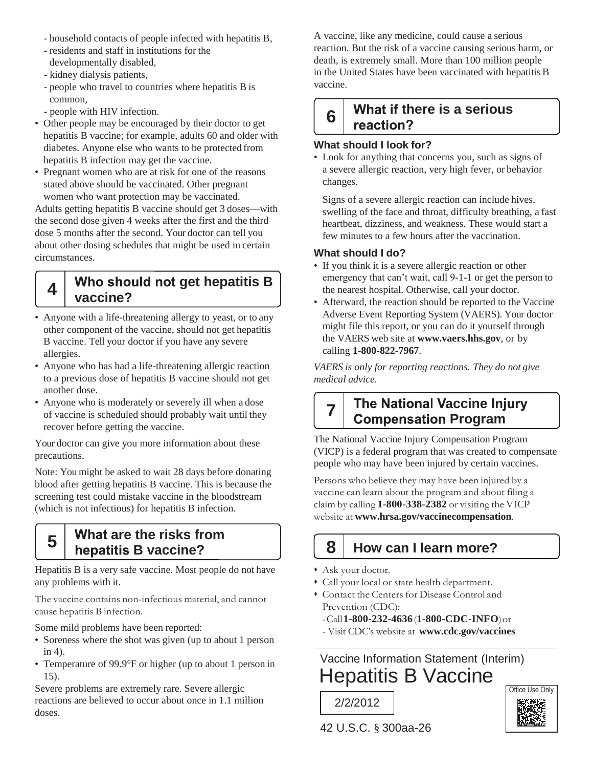- household contacts of people infected with hepatitis B,
- residents and staff in institutions for the developmentally disabled,
- kidney dialysis patients,
- people who travel to countries where hepatitis B is common,
- people with HIV infection.

- Other people may be encouraged by their doctor to get hepatitis B vaccine; for example, adults 60 and older with diabetes. Anyone else who wants to be protected from hepatitis B infection may get the vaccine.
- Pregnant women who are at risk for one of the reasons stated above should be vaccinated. Other pregnant women who want protection may be vaccinated.

Adults getting hepatitis B vaccine should get 3 doses—with the second dose given 4 weeks after the first and the third dose 5 months after the second. Your doctor can tell you about other dosing schedules that might be used in certain circumstances.

## 4 Who should not get hepatitis B vaccine?

- Anyone with a life-threatening allergy to yeast, or to any other component of the vaccine, should not get hepatitis B vaccine. Tell your doctor if you have any severe allergies.
- Anyone who has had a life-threatening allergic reaction to a previous dose of hepatitis B vaccine should not get another dose.
- Anyone who is moderately or severely ill when a dose of vaccine is scheduled should probably wait until they recover before getting the vaccine.

Your doctor can give you more information about these precautions.

Note: You might be asked to wait 28 days before donating blood after getting hepatitis B vaccine. This is because the screening test could mistake vaccine in the bloodstream (which is not infectious) for hepatitis B infection.

## 5 What are the risks from hepatitis B vaccine?

Hepatitis B is a very safe vaccine. Most people do not have any problems with it.

The vaccine contains non-infectious material, and cannot cause hepatitis B infection.

Some mild problems have been reported:

- Soreness where the shot was given (up to about 1 person in 4).
- Temperature of 99.9°F or higher (up to about 1 person in 15).

Severe problems are extremely rare. Severe allergic reactions are believed to occur about once in 1.1 million doses.

A vaccine, like any medicine, could cause a serious reaction. But the risk of a vaccine causing serious harm, or death, is extremely small. More than 100 million people in the United States have been vaccinated with hepatitis B vaccine.

## 6 What if there is a serious reaction?

### What should I look for?

- Look for anything that concerns you, such as signs of a severe allergic reaction, very high fever, or behavior changes.

  Signs of a severe allergic reaction can include hives, swelling of the face and throat, difficulty breathing, a fast heartbeat, dizziness, and weakness. These would start a few minutes to a few hours after the vaccination.

### What should I do?

- If you think it is a severe allergic reaction or other emergency that can't wait, call 9-1-1 or get the person to the nearest hospital. Otherwise, call your doctor.
- Afterward, the reaction should be reported to the Vaccine Adverse Event Reporting System (VAERS). Your doctor might file this report, or you can do it yourself through the VAERS web site at **www.vaers.hhs.gov**, or by calling **1-800-822-7967**.

*VAERS is only for reporting reactions. They do not give medical advice.*

## 7 The National Vaccine Injury Compensation Program

The National Vaccine Injury Compensation Program (VICP) is a federal program that was created to compensate people who may have been injured by certain vaccines.

Persons who believe they may have been injured by a vaccine can learn about the program and about filing a claim by calling **1-800-338-2382** or visiting the VICP website at **www.hrsa.gov/vaccinecompensation**.

## 8 How can I learn more?

- Ask your doctor.
- Call your local or state health department.
- Contact the Centers for Disease Control and Prevention (CDC):
  - Call **1-800-232-4636** (**1-800-CDC-INFO**) or
  - Visit CDC's website at **www.cdc.gov/vaccines**

Vaccine Information Statement (Interim)

# Hepatitis B Vaccine

2/2/2012

42 U.S.C. § 300aa-26

Office Use Only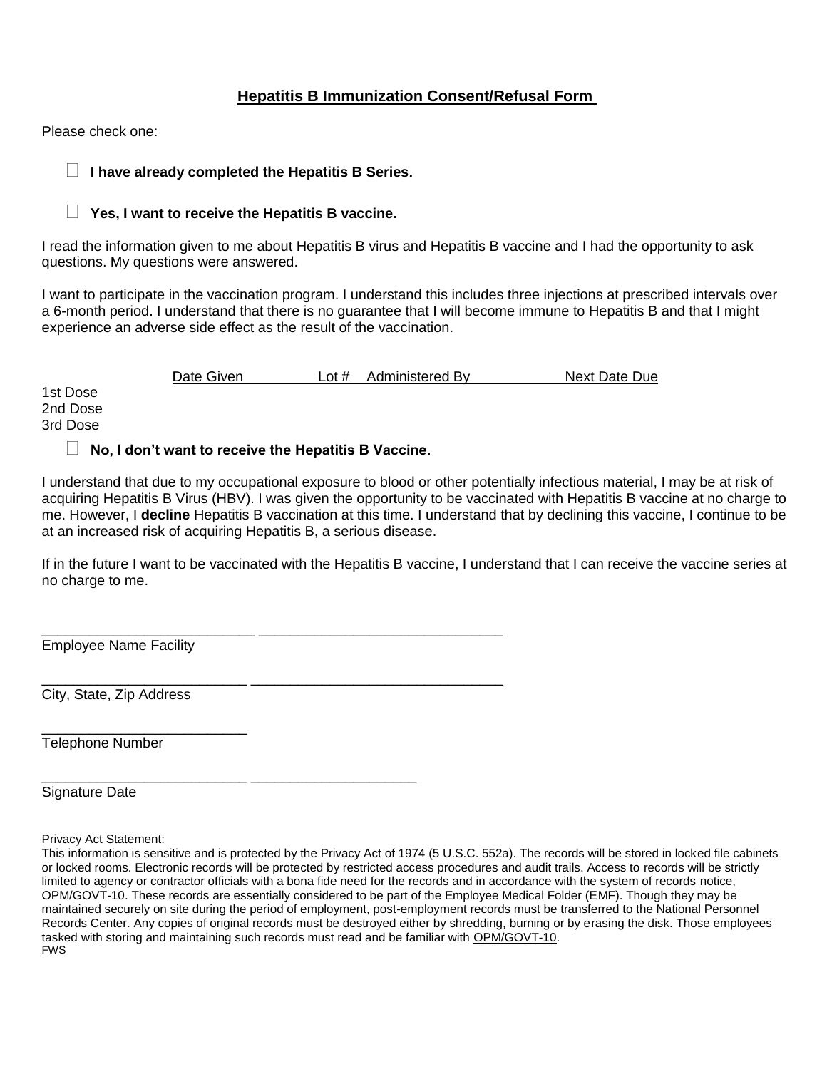## Hepatitis B Immunization Consent/Refusal Form

Please check one:

☐ **I have already completed the Hepatitis B Series.**

☐ **Yes, I want to receive the Hepatitis B vaccine.**

I read the information given to me about Hepatitis B virus and Hepatitis B vaccine and I had the opportunity to ask questions. My questions were answered.

I want to participate in the vaccination program. I understand this includes three injections at prescribed intervals over a 6-month period. I understand that there is no guarantee that I will become immune to Hepatitis B and that I might experience an adverse side effect as the result of the vaccination.

| | Date Given | Lot # | Administered By | Next Date Due |
|---|---|---|---|---|
| 1st Dose | | | | |
| 2nd Dose | | | | |
| 3rd Dose | | | | |

☐ **No, I don't want to receive the Hepatitis B Vaccine.**

I understand that due to my occupational exposure to blood or other potentially infectious material, I may be at risk of acquiring Hepatitis B Virus (HBV). I was given the opportunity to be vaccinated with Hepatitis B vaccine at no charge to me. However, I **decline** Hepatitis B vaccination at this time. I understand that by declining this vaccine, I continue to be at an increased risk of acquiring Hepatitis B, a serious disease.

If in the future I want to be vaccinated with the Hepatitis B vaccine, I understand that I can receive the vaccine series at no charge to me.

___________________________ _______________________________
Employee Name Facility

__________________________ ________________________________
City, State, Zip Address

__________________________
Telephone Number

__________________________ _____________________
Signature Date

Privacy Act Statement:
This information is sensitive and is protected by the Privacy Act of 1974 (5 U.S.C. 552a). The records will be stored in locked file cabinets or locked rooms. Electronic records will be protected by restricted access procedures and audit trails. Access to records will be strictly limited to agency or contractor officials with a bona fide need for the records and in accordance with the system of records notice, OPM/GOVT-10. These records are essentially considered to be part of the Employee Medical Folder (EMF). Though they may be maintained securely on site during the period of employment, post-employment records must be transferred to the National Personnel Records Center. Any copies of original records must be destroyed either by shredding, burning or by erasing the disk. Those employees tasked with storing and maintaining such records must read and be familiar with OPM/GOVT-10.
FWS